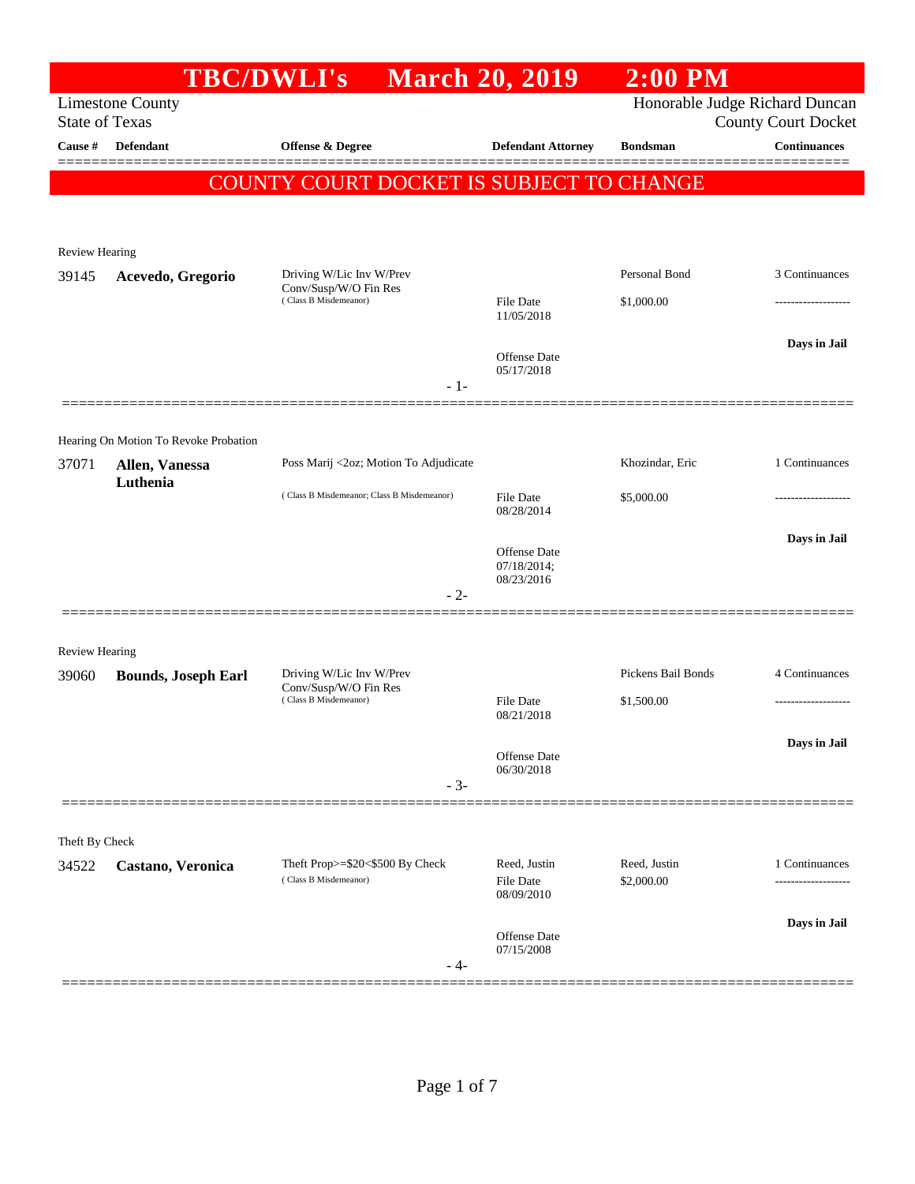# TBC/DWLI's March 20, 2019 2:00 PM

Limestone County
State of Texas

Honorable Judge Richard Duncan
County Court Docket

| Cause # | Defendant | Offense & Degree | Defendant Attorney | Bondsman | Continuances |
|---|---|---|---|---|---|

**COUNTY COURT DOCKET IS SUBJECT TO CHANGE**

---

Review Hearing

| Cause # | Defendant | Offense & Degree | Defendant Attorney | Bondsman | Continuances |
|---|---|---|---|---|---|
| 39145 | **Acevedo, Gregorio** | Driving W/Lic Inv W/Prev Conv/Susp/W/O Fin Res (Class B Misdemeanor) | File Date 11/05/2018; Offense Date 05/17/2018 | Personal Bond $1,000.00 | 3 Continuances; **Days in Jail** |

- 1-

---

Hearing On Motion To Revoke Probation

| Cause # | Defendant | Offense & Degree | Defendant Attorney | Bondsman | Continuances |
|---|---|---|---|---|---|
| 37071 | **Allen, Vanessa Luthenia** | Poss Marij <2oz; Motion To Adjudicate (Class B Misdemeanor; Class B Misdemeanor) | File Date 08/28/2014; Offense Date 07/18/2014; 08/23/2016 | Khozindar, Eric $5,000.00 | 1 Continuances; **Days in Jail** |

- 2-

---

Review Hearing

| Cause # | Defendant | Offense & Degree | Defendant Attorney | Bondsman | Continuances |
|---|---|---|---|---|---|
| 39060 | **Bounds, Joseph Earl** | Driving W/Lic Inv W/Prev Conv/Susp/W/O Fin Res (Class B Misdemeanor) | File Date 08/21/2018; Offense Date 06/30/2018 | Pickens Bail Bonds $1,500.00 | 4 Continuances; **Days in Jail** |

- 3-

---

Theft By Check

| Cause # | Defendant | Offense & Degree | Defendant Attorney | Bondsman | Continuances |
|---|---|---|---|---|---|
| 34522 | **Castano, Veronica** | Theft Prop>=$20<$500 By Check (Class B Misdemeanor) | Reed, Justin; File Date 08/09/2010; Offense Date 07/15/2008 | Reed, Justin $2,000.00 | 1 Continuances; **Days in Jail** |

- 4-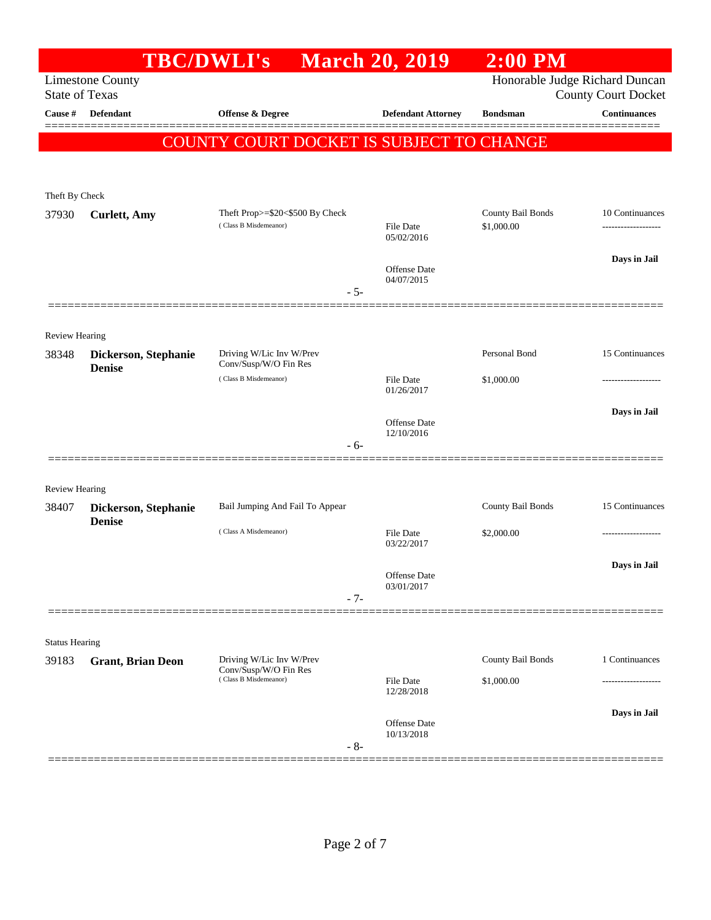# TBC/DWLI's March 20, 2019 2:00 PM

Limestone County
State of Texas

Honorable Judge Richard Duncan
County Court Docket

| Cause # | Defendant | Offense & Degree | Defendant Attorney | Bondsman | Continuances |
|---|---|---|---|---|---|

**COUNTY COURT DOCKET IS SUBJECT TO CHANGE**

Theft By Check

| Cause # | Defendant | Offense & Degree | Defendant Attorney | Bondsman | Continuances |
|---|---|---|---|---|---|
| 37930 | **Curlett, Amy** | Theft Prop>=$20<$500 By Check (Class B Misdemeanor) | File Date 05/02/2016; Offense Date 04/07/2015 | County Bail Bonds $1,000.00 | 10 Continuances; Days in Jail |

- 5-

Review Hearing

| Cause # | Defendant | Offense & Degree | Defendant Attorney | Bondsman | Continuances |
|---|---|---|---|---|---|
| 38348 | **Dickerson, Stephanie Denise** | Driving W/Lic Inv W/Prev Conv/Susp/W/O Fin Res (Class B Misdemeanor) | File Date 01/26/2017; Offense Date 12/10/2016 | Personal Bond $1,000.00 | 15 Continuances; Days in Jail |

- 6-

Review Hearing

| Cause # | Defendant | Offense & Degree | Defendant Attorney | Bondsman | Continuances |
|---|---|---|---|---|---|
| 38407 | **Dickerson, Stephanie Denise** | Bail Jumping And Fail To Appear (Class A Misdemeanor) | File Date 03/22/2017; Offense Date 03/01/2017 | County Bail Bonds $2,000.00 | 15 Continuances; Days in Jail |

- 7-

Status Hearing

| Cause # | Defendant | Offense & Degree | Defendant Attorney | Bondsman | Continuances |
|---|---|---|---|---|---|
| 39183 | **Grant, Brian Deon** | Driving W/Lic Inv W/Prev Conv/Susp/W/O Fin Res (Class B Misdemeanor) | File Date 12/28/2018; Offense Date 10/13/2018 | County Bail Bonds $1,000.00 | 1 Continuances; Days in Jail |

- 8-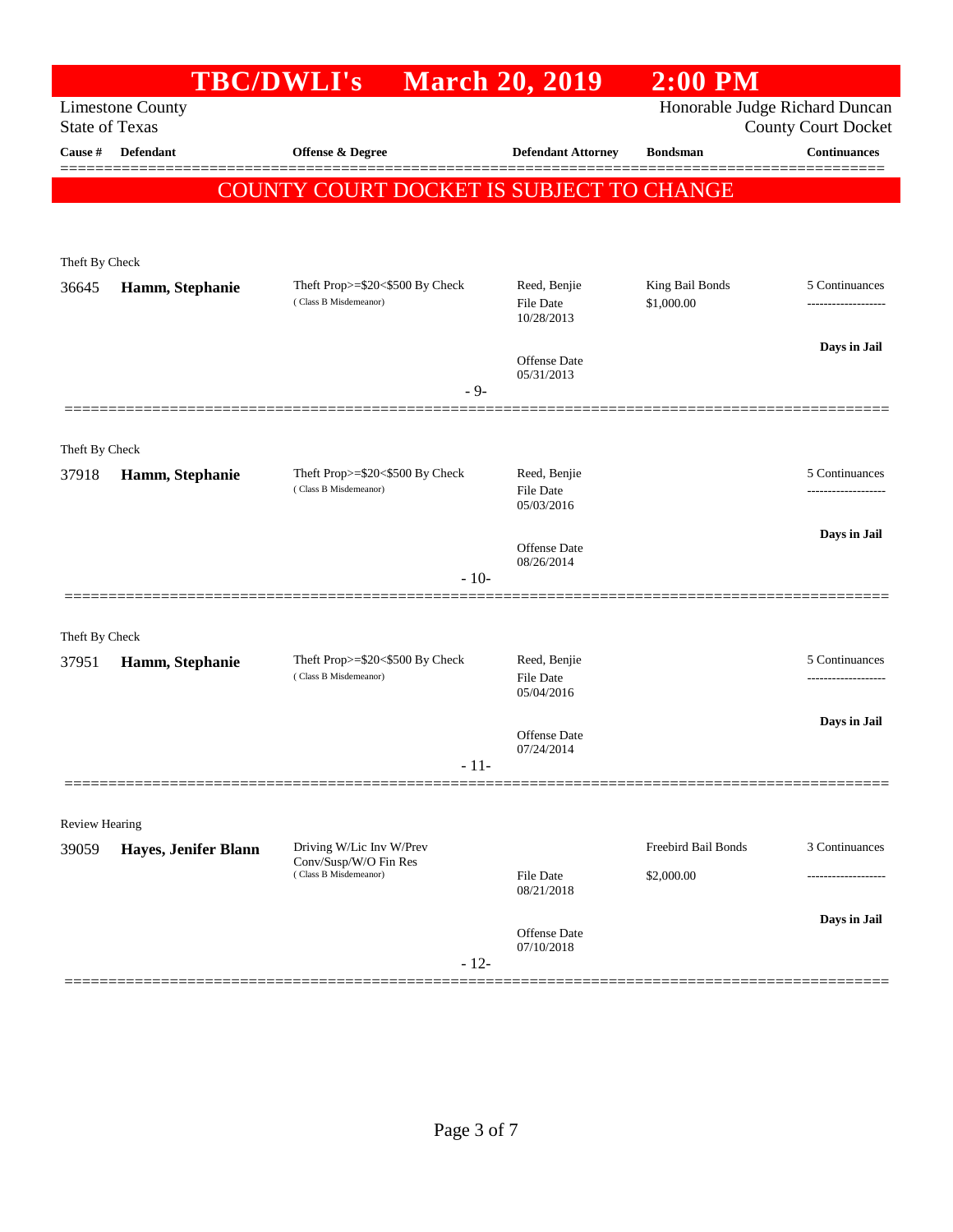# TBC/DWLI's March 20, 2019 2:00 PM

Limestone County
State of Texas

Honorable Judge Richard Duncan
County Court Docket

| Cause # | Defendant | Offense & Degree | Defendant Attorney | Bondsman | Continuances |
|---|---|---|---|---|---|

**COUNTY COURT DOCKET IS SUBJECT TO CHANGE**

Theft By Check

| Cause # | Defendant | Offense & Degree | Defendant Attorney | Bondsman | Continuances |
|---|---|---|---|---|---|
| 36645 | **Hamm, Stephanie** | Theft Prop>=$20<$500 By Check (Class B Misdemeanor) | Reed, Benjie<br>File Date 10/28/2013<br>Offense Date 05/31/2013 | King Bail Bonds<br>$1,000.00 | 5 Continuances<br>**Days in Jail** |

- 9-

Theft By Check

| Cause # | Defendant | Offense & Degree | Defendant Attorney | Bondsman | Continuances |
|---|---|---|---|---|---|
| 37918 | **Hamm, Stephanie** | Theft Prop>=$20<$500 By Check (Class B Misdemeanor) | Reed, Benjie<br>File Date 05/03/2016<br>Offense Date 08/26/2014 | | 5 Continuances<br>**Days in Jail** |

- 10-

Theft By Check

| Cause # | Defendant | Offense & Degree | Defendant Attorney | Bondsman | Continuances |
|---|---|---|---|---|---|
| 37951 | **Hamm, Stephanie** | Theft Prop>=$20<$500 By Check (Class B Misdemeanor) | Reed, Benjie<br>File Date 05/04/2016<br>Offense Date 07/24/2014 | | 5 Continuances<br>**Days in Jail** |

- 11-

Review Hearing

| Cause # | Defendant | Offense & Degree | Defendant Attorney | Bondsman | Continuances |
|---|---|---|---|---|---|
| 39059 | **Hayes, Jenifer Blann** | Driving W/Lic Inv W/Prev Conv/Susp/W/O Fin Res (Class B Misdemeanor) | File Date 08/21/2018<br>Offense Date 07/10/2018 | Freebird Bail Bonds<br>$2,000.00 | 3 Continuances<br>**Days in Jail** |

- 12-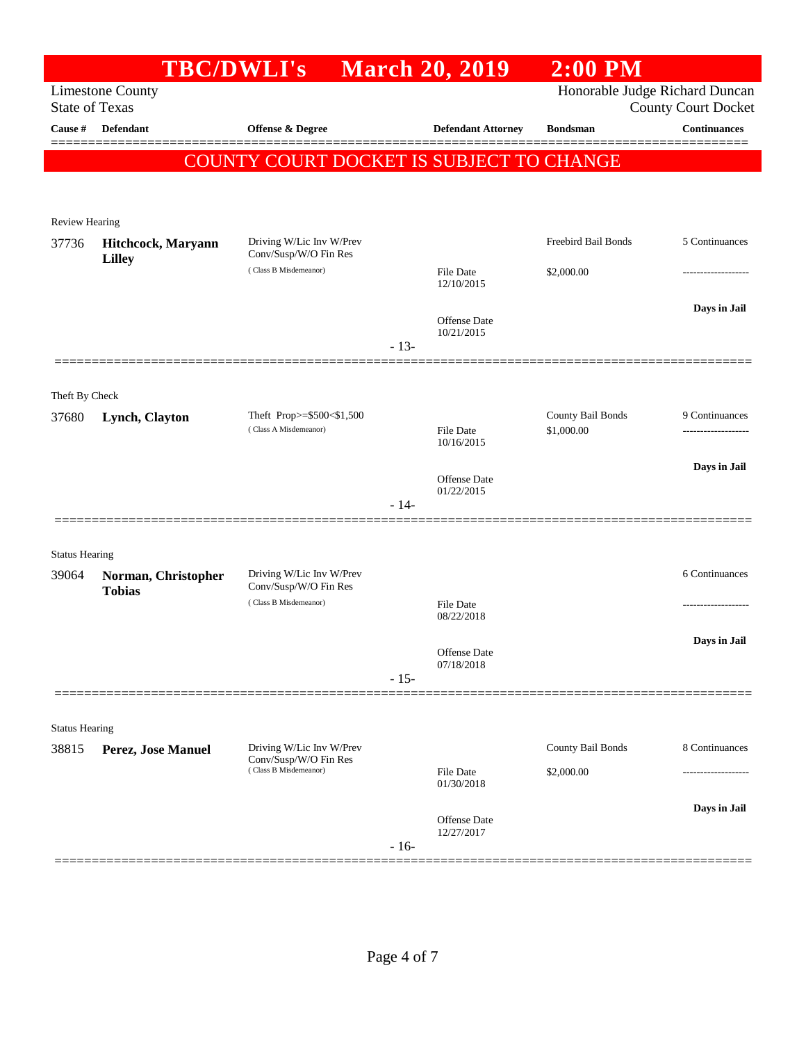# TBC/DWLI's March 20, 2019 2:00 PM

Limestone County
State of Texas

Honorable Judge Richard Duncan
County Court Docket

**COUNTY COURT DOCKET IS SUBJECT TO CHANGE**

| Cause # | Defendant | Offense & Degree | Defendant Attorney | Bondsman | Continuances |
|---|---|---|---|---|---|
| **Review Hearing** | | | | | |
| 37736 | **Hitchcock, Maryann Lilley** | Driving W/Lic Inv W/Prev Conv/Susp/W/O Fin Res (Class B Misdemeanor) | File Date 12/10/2015<br>Offense Date 10/21/2015 | Freebird Bail Bonds<br>$2,000.00 | 5 Continuances<br>-------------------<br>Days in Jail |
| | | | - 13- | | |
| **Theft By Check** | | | | | |
| 37680 | **Lynch, Clayton** | Theft Prop>=$500<$1,500 (Class A Misdemeanor) | File Date 10/16/2015<br>Offense Date 01/22/2015 | County Bail Bonds<br>$1,000.00 | 9 Continuances<br>-------------------<br>Days in Jail |
| | | | - 14- | | |
| **Status Hearing** | | | | | |
| 39064 | **Norman, Christopher Tobias** | Driving W/Lic Inv W/Prev Conv/Susp/W/O Fin Res (Class B Misdemeanor) | File Date 08/22/2018<br>Offense Date 07/18/2018 | | 6 Continuances<br>-------------------<br>Days in Jail |
| | | | - 15- | | |
| **Status Hearing** | | | | | |
| 38815 | **Perez, Jose Manuel** | Driving W/Lic Inv W/Prev Conv/Susp/W/O Fin Res (Class B Misdemeanor) | File Date 01/30/2018<br>Offense Date 12/27/2017 | County Bail Bonds<br>$2,000.00 | 8 Continuances<br>-------------------<br>Days in Jail |
| | | | - 16- | | |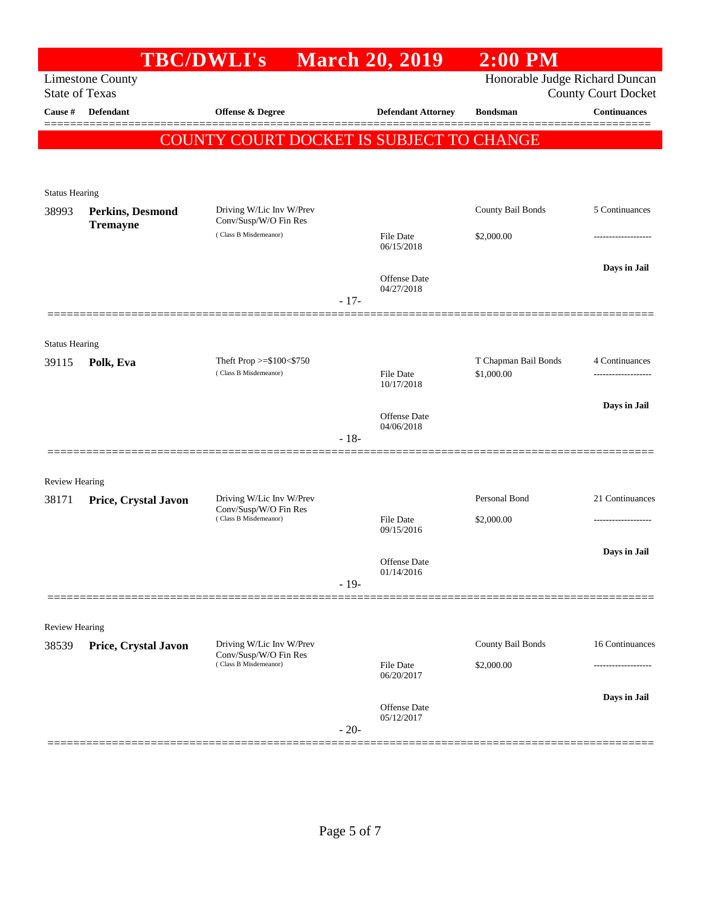# TBC/DWLI's March 20, 2019 2:00 PM

Limestone County
State of Texas

Honorable Judge Richard Duncan
County Court Docket

| Cause # | Defendant | Offense & Degree | Defendant Attorney | Bondsman | Continuances |
|---|---|---|---|---|---|

**COUNTY COURT DOCKET IS SUBJECT TO CHANGE**

Status Hearing

| Cause # | Defendant | Offense & Degree | Defendant Attorney | Bondsman | Continuances |
|---|---|---|---|---|---|
| 38993 | **Perkins, Desmond Tremayne** | Driving W/Lic Inv W/Prev Conv/Susp/W/O Fin Res (Class B Misdemeanor) | File Date 06/15/2018 | County Bail Bonds $2,000.00 | 5 Continuances |
| | | | Offense Date 04/27/2018 | | Days in Jail |

- 17-

Status Hearing

| Cause # | Defendant | Offense & Degree | Defendant Attorney | Bondsman | Continuances |
|---|---|---|---|---|---|
| 39115 | **Polk, Eva** | Theft Prop >=$100<$750 (Class B Misdemeanor) | File Date 10/17/2018 | T Chapman Bail Bonds $1,000.00 | 4 Continuances |
| | | | Offense Date 04/06/2018 | | Days in Jail |

- 18-

Review Hearing

| Cause # | Defendant | Offense & Degree | Defendant Attorney | Bondsman | Continuances |
|---|---|---|---|---|---|
| 38171 | **Price, Crystal Javon** | Driving W/Lic Inv W/Prev Conv/Susp/W/O Fin Res (Class B Misdemeanor) | File Date 09/15/2016 | Personal Bond $2,000.00 | 21 Continuances |
| | | | Offense Date 01/14/2016 | | Days in Jail |

- 19-

Review Hearing

| Cause # | Defendant | Offense & Degree | Defendant Attorney | Bondsman | Continuances |
|---|---|---|---|---|---|
| 38539 | **Price, Crystal Javon** | Driving W/Lic Inv W/Prev Conv/Susp/W/O Fin Res (Class B Misdemeanor) | File Date 06/20/2017 | County Bail Bonds $2,000.00 | 16 Continuances |
| | | | Offense Date 05/12/2017 | | Days in Jail |

- 20-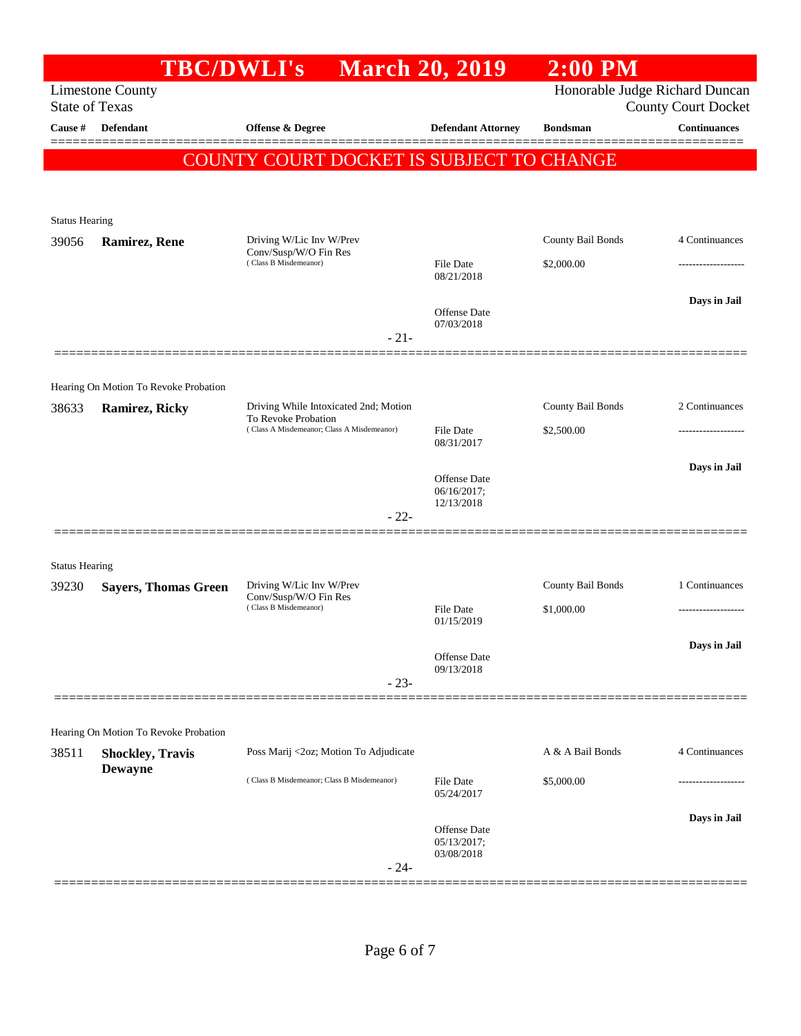# TBC/DWLI's March 20, 2019 2:00 PM

Limestone County
State of Texas

Honorable Judge Richard Duncan
County Court Docket

| Cause # | Defendant | Offense & Degree | Defendant Attorney | Bondsman | Continuances |
|---|---|---|---|---|---|

**COUNTY COURT DOCKET IS SUBJECT TO CHANGE**

Status Hearing

| Cause # | Defendant | Offense & Degree | Defendant Attorney | Bondsman | Continuances |
|---|---|---|---|---|---|
| 39056 | **Ramirez, Rene** | Driving W/Lic Inv W/Prev Conv/Susp/W/O Fin Res (Class B Misdemeanor) | File Date 08/21/2018; Offense Date 07/03/2018 | County Bail Bonds $2,000.00 | 4 Continuances; Days in Jail |

- 21-

Hearing On Motion To Revoke Probation

| Cause # | Defendant | Offense & Degree | Defendant Attorney | Bondsman | Continuances |
|---|---|---|---|---|---|
| 38633 | **Ramirez, Ricky** | Driving While Intoxicated 2nd; Motion To Revoke Probation (Class A Misdemeanor; Class A Misdemeanor) | File Date 08/31/2017; Offense Date 06/16/2017; 12/13/2018 | County Bail Bonds $2,500.00 | 2 Continuances; Days in Jail |

- 22-

Status Hearing

| Cause # | Defendant | Offense & Degree | Defendant Attorney | Bondsman | Continuances |
|---|---|---|---|---|---|
| 39230 | **Sayers, Thomas Green** | Driving W/Lic Inv W/Prev Conv/Susp/W/O Fin Res (Class B Misdemeanor) | File Date 01/15/2019; Offense Date 09/13/2018 | County Bail Bonds $1,000.00 | 1 Continuances; Days in Jail |

- 23-

Hearing On Motion To Revoke Probation

| Cause # | Defendant | Offense & Degree | Defendant Attorney | Bondsman | Continuances |
|---|---|---|---|---|---|
| 38511 | **Shockley, Travis Dewayne** | Poss Marij <2oz; Motion To Adjudicate (Class B Misdemeanor; Class B Misdemeanor) | File Date 05/24/2017; Offense Date 05/13/2017; 03/08/2018 | A & A Bail Bonds $5,000.00 | 4 Continuances; Days in Jail |

- 24-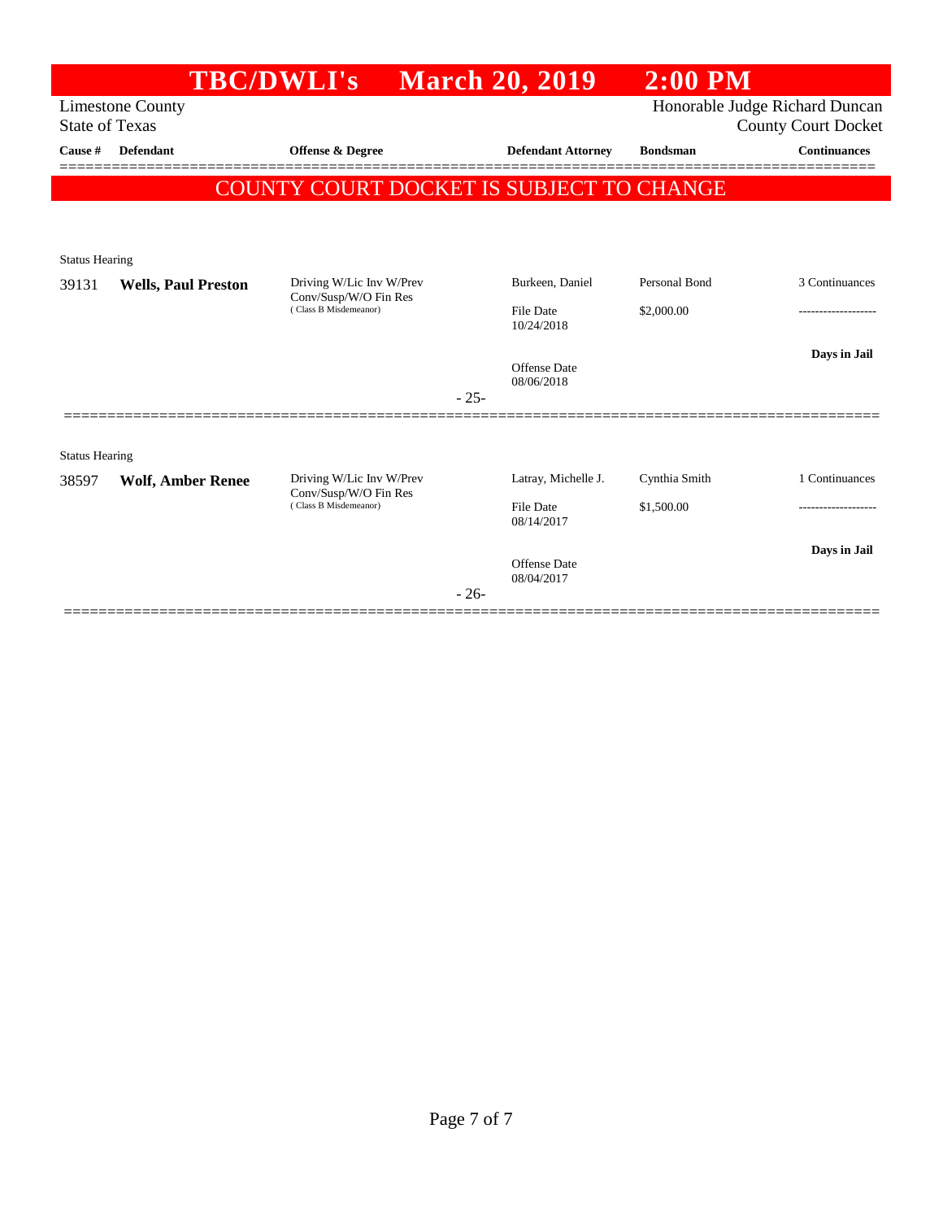# TBC/DWLI's March 20, 2019 2:00 PM

Limestone County
State of Texas

Honorable Judge Richard Duncan
County Court Docket

| Cause # | Defendant | Offense & Degree | Defendant Attorney | Bondsman | Continuances |
|---|---|---|---|---|---|

COUNTY COURT DOCKET IS SUBJECT TO CHANGE

Status Hearing

| Cause # | Defendant | Offense & Degree | Defendant Attorney | Bondsman | Continuances |
|---|---|---|---|---|---|
| 39131 | **Wells, Paul Preston** | Driving W/Lic Inv W/Prev Conv/Susp/W/O Fin Res (Class B Misdemeanor) | Burkeen, Daniel | Personal Bond | 3 Continuances |
| | | | File Date 10/24/2018 | $2,000.00 | ------------------- |
| | | | Offense Date 08/06/2018 | | **Days in Jail** |

- 25-

Status Hearing

| Cause # | Defendant | Offense & Degree | Defendant Attorney | Bondsman | Continuances |
|---|---|---|---|---|---|
| 38597 | **Wolf, Amber Renee** | Driving W/Lic Inv W/Prev Conv/Susp/W/O Fin Res (Class B Misdemeanor) | Latray, Michelle J. | Cynthia Smith | 1 Continuances |
| | | | File Date 08/14/2017 | $1,500.00 | ------------------- |
| | | | Offense Date 08/04/2017 | | **Days in Jail** |

- 26-